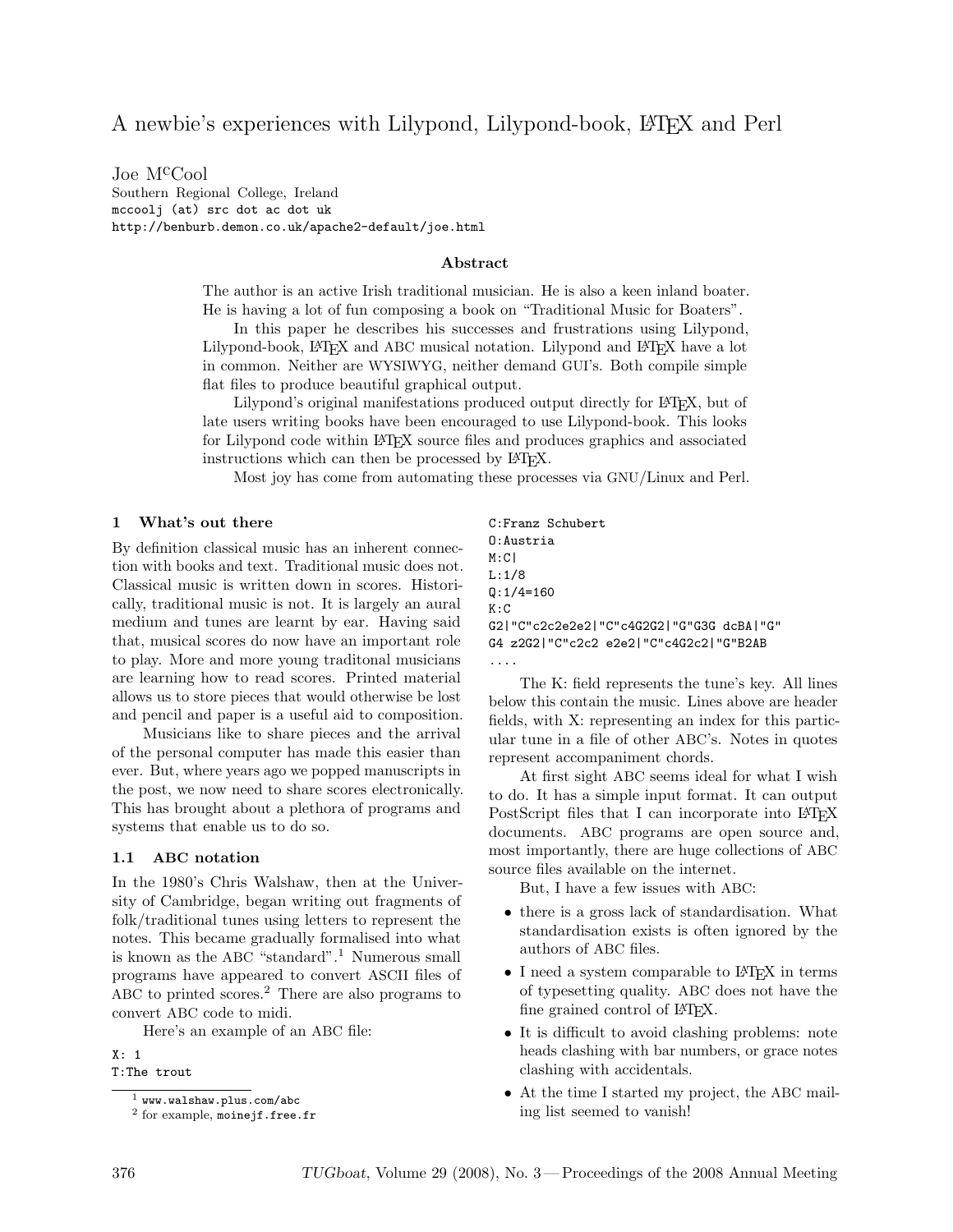# A newbie's experiences with Lilypond, Lilypond-book, LaTeX and Perl

Joe McCool
Southern Regional College, Ireland
mccoolj (at) src dot ac dot uk
http://benburb.demon.co.uk/apache2-default/joe.html

### Abstract

The author is an active Irish traditional musician. He is also a keen inland boater. He is having a lot of fun composing a book on "Traditional Music for Boaters".

In this paper he describes his successes and frustrations using Lilypond, Lilypond-book, LaTeX and ABC musical notation. Lilypond and LaTeX have a lot in common. Neither are WYSIWYG, neither demand GUI's. Both compile simple flat files to produce beautiful graphical output.

Lilypond's original manifestations produced output directly for LaTeX, but of late users writing books have been encouraged to use Lilypond-book. This looks for Lilypond code within LaTeX source files and produces graphics and associated instructions which can then be processed by LaTeX.

Most joy has come from automating these processes via GNU/Linux and Perl.

## 1 What's out there

By definition classical music has an inherent connection with books and text. Traditional music does not. Classical music is written down in scores. Historically, traditional music is not. It is largely an aural medium and tunes are learnt by ear. Having said that, musical scores do now have an important role to play. More and more young traditonal musicians are learning how to read scores. Printed material allows us to store pieces that would otherwise be lost and pencil and paper is a useful aid to composition.

Musicians like to share pieces and the arrival of the personal computer has made this easier than ever. But, where years ago we popped manuscripts in the post, we now need to share scores electronically. This has brought about a plethora of programs and systems that enable us to do so.

### 1.1 ABC notation

In the 1980's Chris Walshaw, then at the University of Cambridge, began writing out fragments of folk/traditional tunes using letters to represent the notes. This became gradually formalised into what is known as the ABC "standard".[1] Numerous small programs have appeared to convert ASCII files of ABC to printed scores.[2] There are also programs to convert ABC code to midi.

Here's an example of an ABC file:

```
X: 1
T:The trout
C:Franz Schubert
O:Austria
M:C|
L:1/8
Q:1/4=160
K:C
G2|"C"c2c2e2e2|"C"c4G2G2|"G"G3G dcBA|"G"
G4 z2G2|"C"c2c2 e2e2|"C"c4G2c2|"G"B2AB
....
```

The K: field represents the tune's key. All lines below this contain the music. Lines above are header fields, with X: representing an index for this particular tune in a file of other ABC's. Notes in quotes represent accompaniment chords.

At first sight ABC seems ideal for what I wish to do. It has a simple input format. It can output PostScript files that I can incorporate into LaTeX documents. ABC programs are open source and, most importantly, there are huge collections of ABC source files available on the internet.

But, I have a few issues with ABC:

- there is a gross lack of standardisation. What standardisation exists is often ignored by the authors of ABC files.
- I need a system comparable to LaTeX in terms of typesetting quality. ABC does not have the fine grained control of LaTeX.
- It is difficult to avoid clashing problems: note heads clashing with bar numbers, or grace notes clashing with accidentals.
- At the time I started my project, the ABC mailing list seemed to vanish!

[1] www.walshaw.plus.com/abc

[2] for example, moinejf.free.fr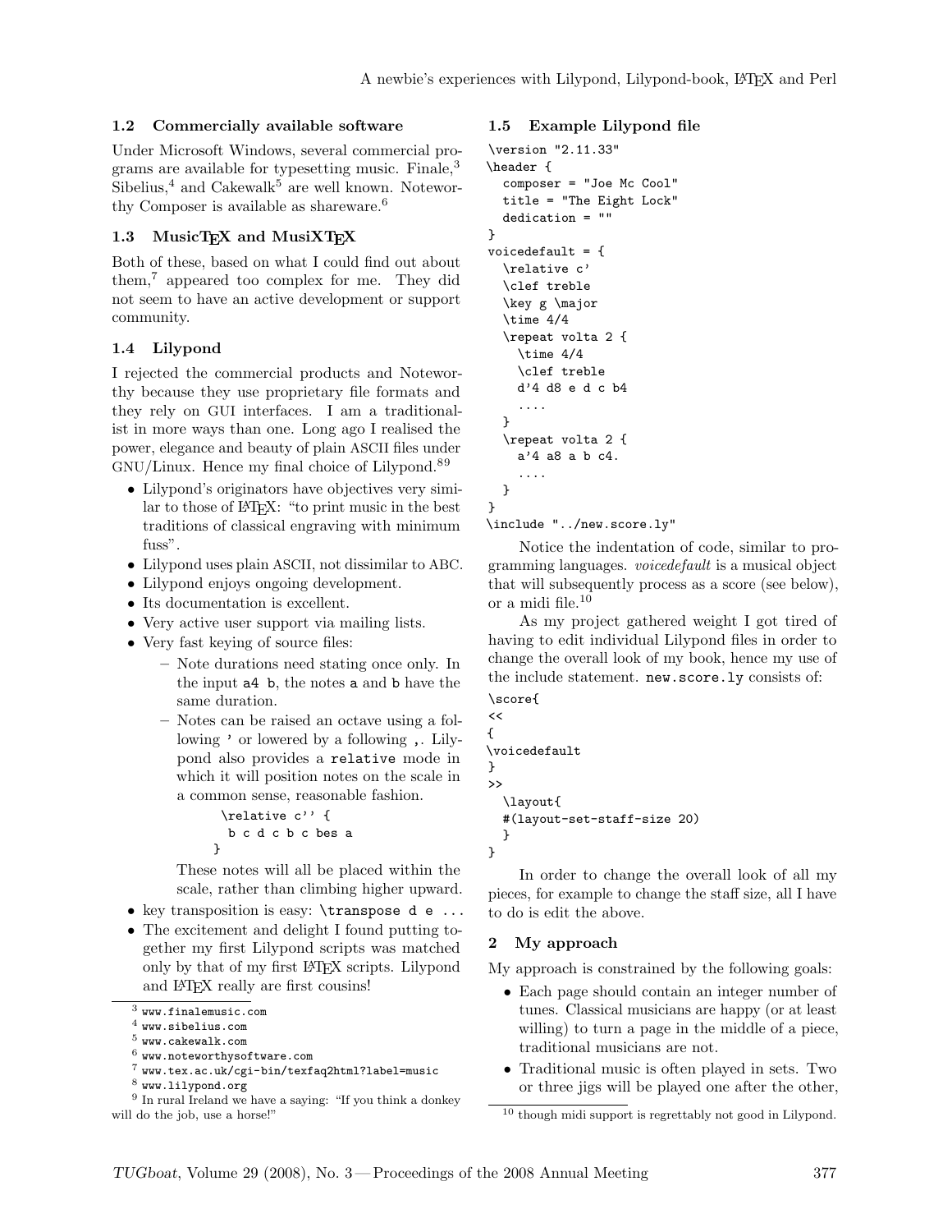### 1.2 Commercially available software

Under Microsoft Windows, several commercial programs are available for typesetting music. Finale,[3] Sibelius,[4] and Cakewalk[5] are well known. Noteworthy Composer is available as shareware.[6]

### 1.3 MusicTEX and MusiXTEX

Both of these, based on what I could find out about them,[7] appeared too complex for me. They did not seem to have an active development or support community.

### 1.4 Lilypond

I rejected the commercial products and Noteworthy because they use proprietary file formats and they rely on GUI interfaces. I am a traditionalist in more ways than one. Long ago I realised the power, elegance and beauty of plain ASCII files under GNU/Linux. Hence my final choice of Lilypond.[8][9]

- Lilypond's originators have objectives very similar to those of LaTeX: "to print music in the best traditions of classical engraving with minimum fuss".
- Lilypond uses plain ASCII, not dissimilar to ABC.
- Lilypond enjoys ongoing development.
- Its documentation is excellent.
- Very active user support via mailing lists.
- Very fast keying of source files:
  - Note durations need stating once only. In the input `a4 b`, the notes `a` and `b` have the same duration.
  - Notes can be raised an octave using a following `'` or lowered by a following `,`. Lilypond also provides a `relative` mode in which it will position notes on the scale in a common sense, reasonable fashion.

    ```
    \relative c'' {
     b c d c b c bes a
    }
    ```

    These notes will all be placed within the scale, rather than climbing higher upward.
- key transposition is easy: `\transpose d e ...`
- The excitement and delight I found putting together my first Lilypond scripts was matched only by that of my first LaTeX scripts. Lilypond and LaTeX really are first cousins!

[3] www.finalemusic.com
[4] www.sibelius.com
[5] www.cakewalk.com
[6] www.noteworthysoftware.com
[7] www.tex.ac.uk/cgi-bin/texfaq2html?label=music
[8] www.lilypond.org
[9] In rural Ireland we have a saying: "If you think a donkey will do the job, use a horse!"

### 1.5 Example Lilypond file

```
\version "2.11.33"
\header {
  composer = "Joe Mc Cool"
  title = "The Eight Lock"
  dedication = ""
}
voicedefault = {
  \relative c'
  \clef treble
  \key g \major
  \time 4/4
  \repeat volta 2 {
    \time 4/4
    \clef treble
    d'4 d8 e d c b4
    ....
  }
  \repeat volta 2 {
    a'4 a8 a b c4.
    ....
  }
}
\include "../new.score.ly"
```

Notice the indentation of code, similar to programming languages. *voicedefault* is a musical object that will subsequently process as a score (see below), or a midi file.[10]

As my project gathered weight I got tired of having to edit individual Lilypond files in order to change the overall look of my book, hence my use of the include statement. `new.score.ly` consists of:

```
\score{
<<
{
\voicedefault
}
>>
  \layout{
  #(layout-set-staff-size 20)
  }
}
```

In order to change the overall look of all my pieces, for example to change the staff size, all I have to do is edit the above.

## 2 My approach

My approach is constrained by the following goals:

- Each page should contain an integer number of tunes. Classical musicians are happy (or at least willing) to turn a page in the middle of a piece, traditional musicians are not.
- Traditional music is often played in sets. Two or three jigs will be played one after the other,

[10] though midi support is regrettably not good in Lilypond.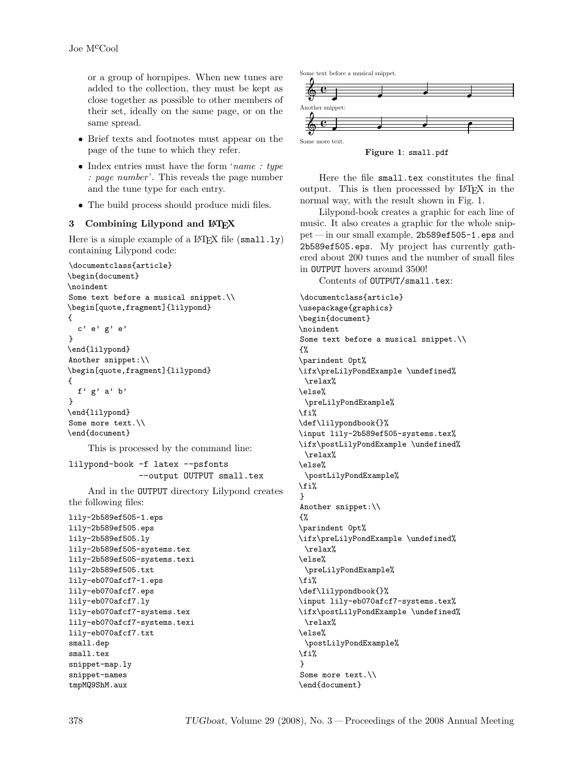or a group of hornpipes. When new tunes are added to the collection, they must be kept as close together as possible to other members of their set, ideally on the same page, or on the same spread.

- Brief texts and footnotes must appear on the page of the tune to which they refer.
- Index entries must have the form '*name : type : page number*'. This reveals the page number and the tune type for each entry.
- The build process should produce midi files.

### 3 Combining Lilypond and LaTeX

Here is a simple example of a LaTeX file (`small.ly`) containing Lilypond code:

```
\documentclass{article}
\begin{document}
\noindent
Some text before a musical snippet.\\
\begin[quote,fragment]{lilypond}
{
  c' e' g' e'
}
\end{lilypond}
Another snippet:\\
\begin[quote,fragment]{lilypond}
{
  f' g' a' b'
}
\end{lilypond}
Some more text.\\
\end{document}
```

This is processed by the command line:

```
lilypond-book -f latex --psfonts
              --output OUTPUT small.tex
```

And in the `OUTPUT` directory Lilypond creates the following files:

```
lily-2b589ef505-1.eps
lily-2b589ef505.eps
lily-2b589ef505.ly
lily-2b589ef505-systems.tex
lily-2b589ef505-systems.texi
lily-2b589ef505.txt
lily-eb070afcf7-1.eps
lily-eb070afcf7.eps
lily-eb070afcf7.ly
lily-eb070afcf7-systems.tex
lily-eb070afcf7-systems.texi
lily-eb070afcf7.txt
small.dep
small.tex
snippet-map.ly
snippet-names
tmpMQ9ShM.aux
```

Some text before a musical snippet.

Another snippet:

Some more text.

**Figure 1**: `small.pdf`

Here the file `small.tex` constitutes the final output. This is then processsed by LaTeX in the normal way, with the result shown in Fig. 1.

Lilypond-book creates a graphic for each line of music. It also creates a graphic for the whole snippet — in our small example, `2b589ef505-1.eps` and `2b589ef505.eps`. My project has currently gathered about 200 tunes and the number of small files in `OUTPUT` hovers around 3500!

Contents of `OUTPUT/small.tex`:

```
\documentclass{article}
\usepackage{graphics}
\begin{document}
\noindent
Some text before a musical snippet.\\
{%
\parindent 0pt%
\ifx\preLilyPondExample \undefined%
 \relax%
\else%
 \preLilyPondExample%
\fi%
\def\lilypondbook{}%
\input lily-2b589ef505-systems.tex%
\ifx\postLilyPondExample \undefined%
 \relax%
\else%
 \postLilyPondExample%
\fi%
}
Another snippet:\\
{%
\parindent 0pt%
\ifx\preLilyPondExample \undefined%
 \relax%
\else%
 \preLilyPondExample%
\fi%
\def\lilypondbook{}%
\input lily-eb070afcf7-systems.tex%
\ifx\postLilyPondExample \undefined%
 \relax%
\else%
 \postLilyPondExample%
\fi%
}
Some more text.\\
\end{document}
```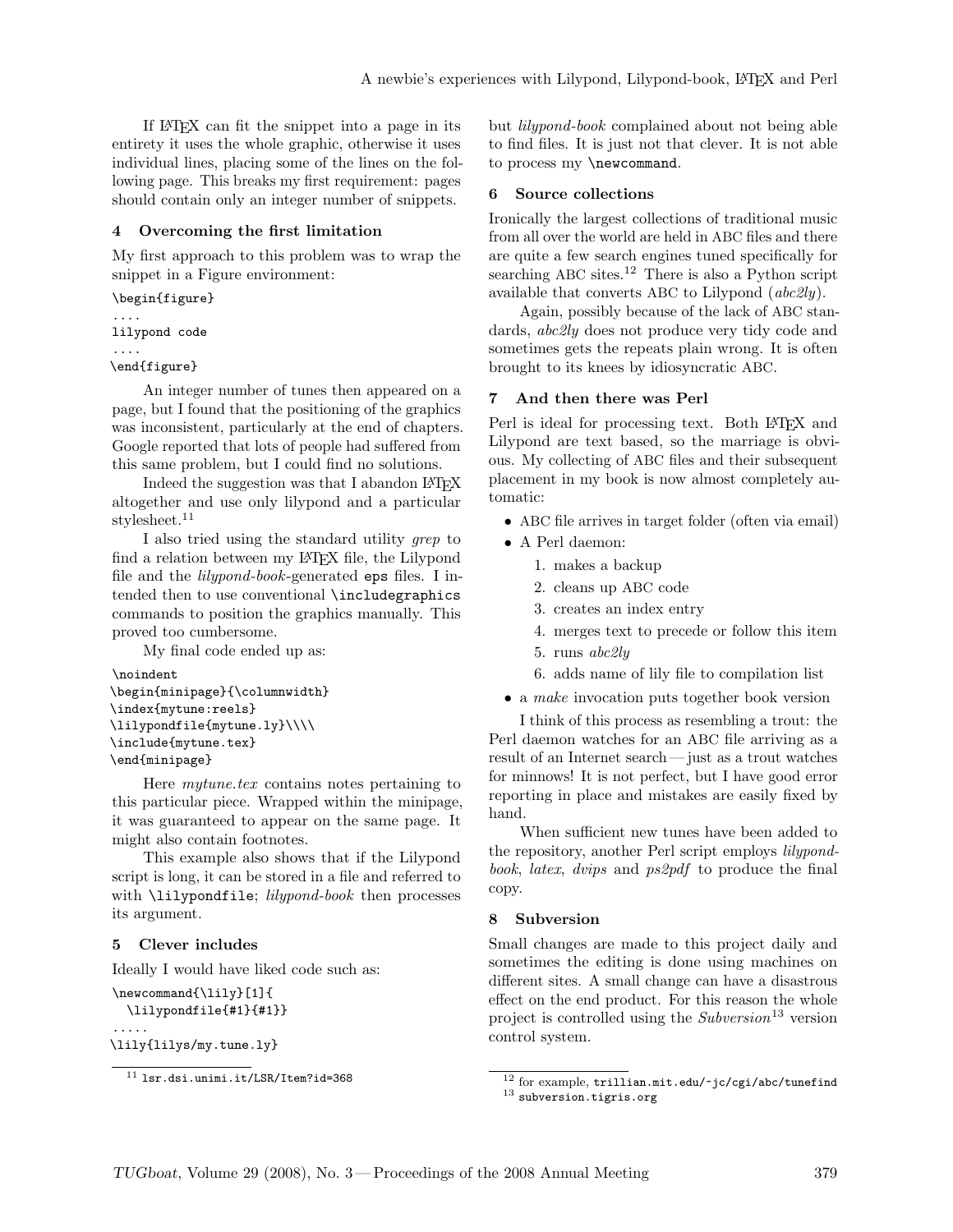If LaTeX can fit the snippet into a page in its entirety it uses the whole graphic, otherwise it uses individual lines, placing some of the lines on the following page. This breaks my first requirement: pages should contain only an integer number of snippets.

## 4 Overcoming the first limitation

My first approach to this problem was to wrap the snippet in a Figure environment:

```
\begin{figure}
....
lilypond code
....
\end{figure}
```

An integer number of tunes then appeared on a page, but I found that the positioning of the graphics was inconsistent, particularly at the end of chapters. Google reported that lots of people had suffered from this same problem, but I could find no solutions.

Indeed the suggestion was that I abandon LaTeX altogether and use only lilypond and a particular stylesheet.[11]

I also tried using the standard utility *grep* to find a relation between my LaTeX file, the Lilypond file and the *lilypond-book*-generated `eps` files. I intended then to use conventional `\includegraphics` commands to position the graphics manually. This proved too cumbersome.

My final code ended up as:

```
\noindent
\begin{minipage}{\columnwidth}
\index{mytune:reels}
\lilypondfile{mytune.ly}\\\\
\include{mytune.tex}
\end{minipage}
```

Here *mytune.tex* contains notes pertaining to this particular piece. Wrapped within the minipage, it was guaranteed to appear on the same page. It might also contain footnotes.

This example also shows that if the Lilypond script is long, it can be stored in a file and referred to with `\lilypondfile`; *lilypond-book* then processes its argument.

## 5 Clever includes

Ideally I would have liked code such as:

```
\newcommand{\lily}[1]{
  \lilypondfile{#1}{#1}}
.....
\lily{lilys/my.tune.ly}
```

but *lilypond-book* complained about not being able to find files. It is just not that clever. It is not able to process my `\newcommand`.

## 6 Source collections

Ironically the largest collections of traditional music from all over the world are held in ABC files and there are quite a few search engines tuned specifically for searching ABC sites.[12] There is also a Python script available that converts ABC to Lilypond (*abc2ly*).

Again, possibly because of the lack of ABC standards, *abc2ly* does not produce very tidy code and sometimes gets the repeats plain wrong. It is often brought to its knees by idiosyncratic ABC.

## 7 And then there was Perl

Perl is ideal for processing text. Both LaTeX and Lilypond are text based, so the marriage is obvious. My collecting of ABC files and their subsequent placement in my book is now almost completely automatic:

- ABC file arrives in target folder (often via email)
- A Perl daemon:
  1. makes a backup
  2. cleans up ABC code
  3. creates an index entry
  4. merges text to precede or follow this item
  5. runs *abc2ly*
  6. adds name of lily file to compilation list
- a *make* invocation puts together book version

I think of this process as resembling a trout: the Perl daemon watches for an ABC file arriving as a result of an Internet search — just as a trout watches for minnows! It is not perfect, but I have good error reporting in place and mistakes are easily fixed by hand.

When sufficient new tunes have been added to the repository, another Perl script employs *lilypond-book*, *latex*, *dvips* and *ps2pdf* to produce the final copy.

## 8 Subversion

Small changes are made to this project daily and sometimes the editing is done using machines on different sites. A small change can have a disastrous effect on the end product. For this reason the whole project is controlled using the *Subversion*[13] version control system.

---

[11] `lsr.dsi.unimi.it/LSR/Item?id=368`

[12] for example, `trillian.mit.edu/~jc/cgi/abc/tunefind`

[13] `subversion.tigris.org`